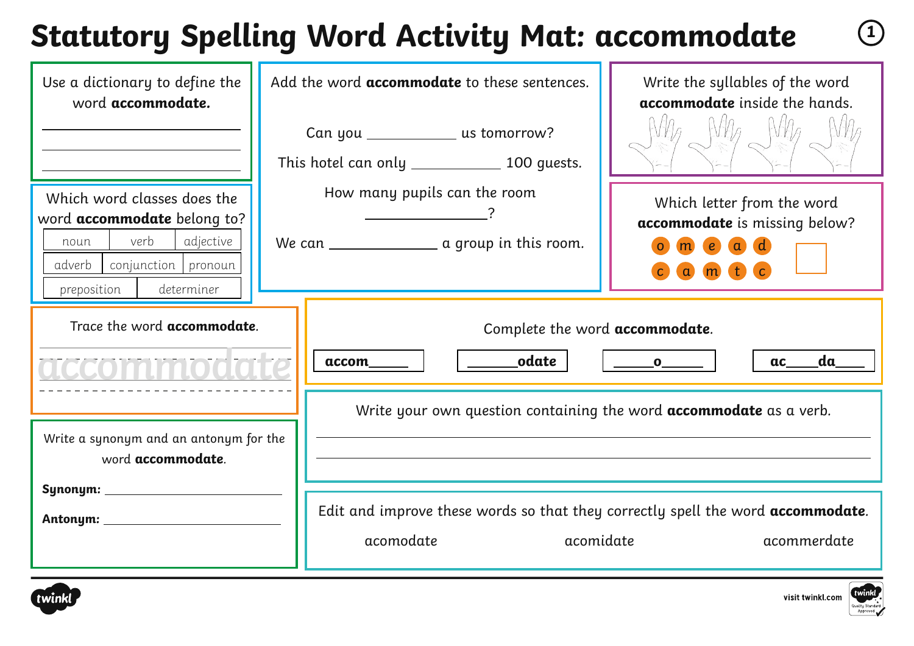# Statutory Spelling Word Activity Mat: accommodate

Use a dictionary to define the word **accommodate.**

______________________________

______________________________

______________________________

Which word classes does the word **accommodate** belong to?

| noun | verb | adjective |
|---|---|---|
| adverb | conjunction | pronoun |
| preposition | determiner | |

Add the word **accommodate** to these sentences.

Can you ___________ us tomorrow?

This hotel can only ___________ 100 guests.

How many pupils can the room ___________?

We can ___________ a group in this room.

Write the syllables of the word **accommodate** inside the hands.

Which letter from the word **accommodate** is missing below?

o m e a d

c a m t c

Trace the word **accommodate**.

accommodate

Complete the word **accommodate**.

accom_____ | _____odate | _____o_____ | ac____da____

Write a synonym and an antonym for the word **accommodate**.

**Synonym:** ______________________________

**Antonym:** ______________________________

Write your own question containing the word **accommodate** as a verb.

______________________________

______________________________

Edit and improve these words so that they correctly spell the word **accommodate**.

acomodate | acomidate | acommerdate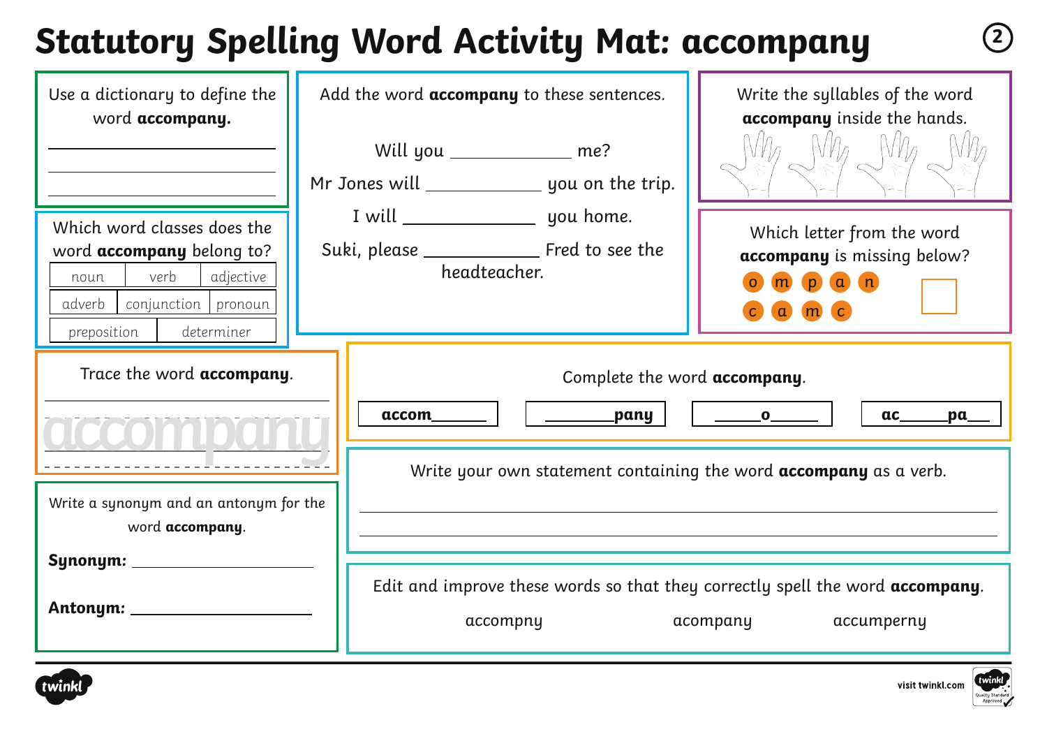# Statutory Spelling Word Activity Mat: accompany

Use a dictionary to define the word **accompany.**

\_\_\_\_\_\_\_\_\_\_\_\_\_\_\_\_\_\_\_\_\_\_\_\_\_\_

\_\_\_\_\_\_\_\_\_\_\_\_\_\_\_\_\_\_\_\_\_\_\_\_\_\_

\_\_\_\_\_\_\_\_\_\_\_\_\_\_\_\_\_\_\_\_\_\_\_\_\_\_

Which word classes does the word **accompany** belong to?

| noun | verb | adjective |
|---|---|---|
| adverb | conjunction | pronoun |
| preposition | determiner | |

Trace the word **accompany**.

accompany

Write a synonym and an antonym for the word **accompany**.

**Synonym:** \_\_\_\_\_\_\_\_\_\_\_\_\_\_\_\_\_\_\_\_

**Antonym:** \_\_\_\_\_\_\_\_\_\_\_\_\_\_\_\_\_\_\_\_

Add the word **accompany** to these sentences.

Will you \_\_\_\_\_\_\_\_\_\_\_\_ me?

Mr Jones will \_\_\_\_\_\_\_\_\_\_\_\_ you on the trip.

I will \_\_\_\_\_\_\_\_\_\_\_\_ you home.

Suki, please \_\_\_\_\_\_\_\_\_\_\_\_ Fred to see the headteacher.

Write the syllables of the word **accompany** inside the hands.

Which letter from the word **accompany** is missing below?

o m p a n c a m c

Complete the word **accompany**.

| accom\_\_\_\_\_\_ | \_\_\_\_\_\_\_pany | \_\_\_\_\_o\_\_\_\_\_ | ac\_\_\_\_\_pa\_\_ |
|---|---|---|---|

Write your own statement containing the word **accompany** as a verb.

\_\_\_\_\_\_\_\_\_\_\_\_\_\_\_\_\_\_\_\_\_\_\_\_\_\_\_\_\_\_\_\_\_\_\_\_\_\_\_\_\_\_\_\_\_\_\_\_

\_\_\_\_\_\_\_\_\_\_\_\_\_\_\_\_\_\_\_\_\_\_\_\_\_\_\_\_\_\_\_\_\_\_\_\_\_\_\_\_\_\_\_\_\_\_\_\_

Edit and improve these words so that they correctly spell the word **accompany**.

accompny    acompany    accumperny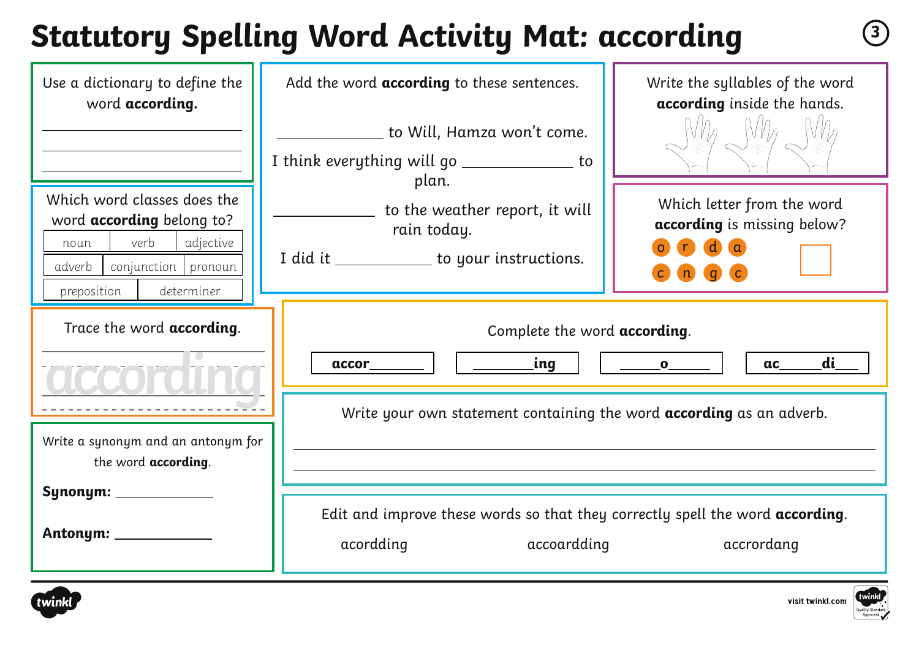# Statutory Spelling Word Activity Mat: according

Use a dictionary to define the word **according.**

______________________________

______________________________

______________________________

Add the word **according** to these sentences.

__________ to Will, Hamza won't come.

I think everything will go __________ to plan.

__________ to the weather report, it will rain today.

I did it __________ to your instructions.

Write the syllables of the word **according** inside the hands.

Which word classes does the word **according** belong to?

| noun | verb | adjective |
|---|---|---|
| adverb | conjunction | pronoun |
| preposition | determiner | |

Which letter from the word **according** is missing below?

o r d a c n g c

Trace the word **according**.

according

Complete the word **according**.

| accor______ | ______ing | ____o____ | ac____di___ |
|---|---|---|---|

Write a synonym and an antonym for the word **according**.

**Synonym:** __________

**Antonym:** __________

Write your own statement containing the word **according** as an adverb.

______________________________

______________________________

Edit and improve these words so that they correctly spell the word **according**.

acordding    accoardding    accrordang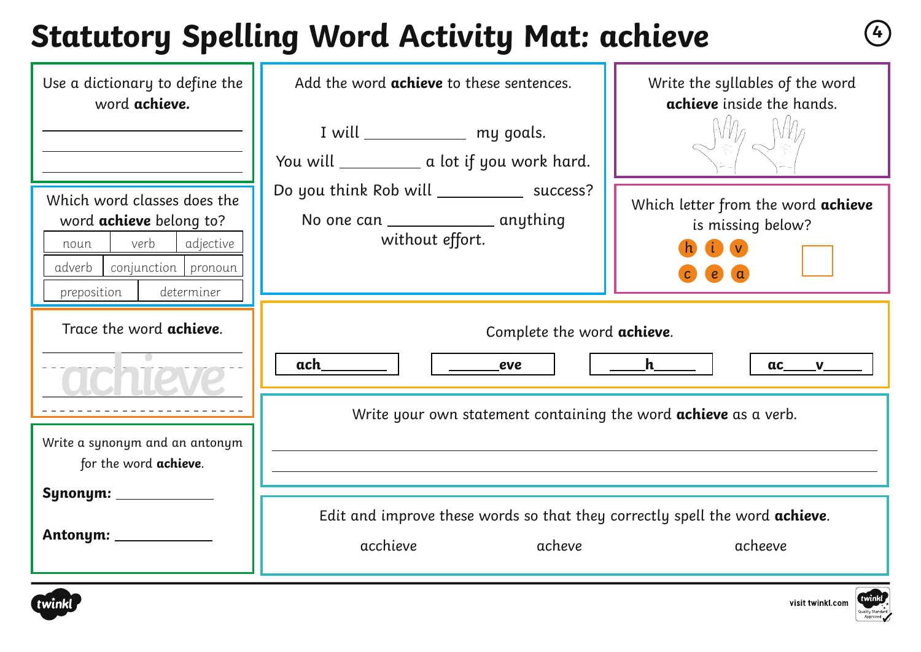# Statutory Spelling Word Activity Mat: achieve

Use a dictionary to define the word **achieve.**

______________________________

______________________________

______________________________

Which word classes does the word **achieve** belong to?

| noun | verb | adjective |
|---|---|---|
| adverb | conjunction | pronoun |
| preposition | determiner | |

Trace the word **achieve**.

achieve

Write a synonym and an antonym for the word **achieve**.

**Synonym:** ____________

**Antonym:** ____________

Add the word **achieve** to these sentences.

I will ____________ my goals.

You will __________ a lot if you work hard.

Do you think Rob will __________ success?

No one can ____________ anything without effort.

Write the syllables of the word **achieve** inside the hands.

Which letter from the word **achieve** is missing below?

h i v

c e a

Complete the word **achieve**.

**ach**________ ______**eve** _____**h**_____ **ac**____**v**_____

Write your own statement containing the word **achieve** as a verb.

______________________________________________________________

______________________________________________________________

Edit and improve these words so that they correctly spell the word **achieve**.

acchieve acheve acheeve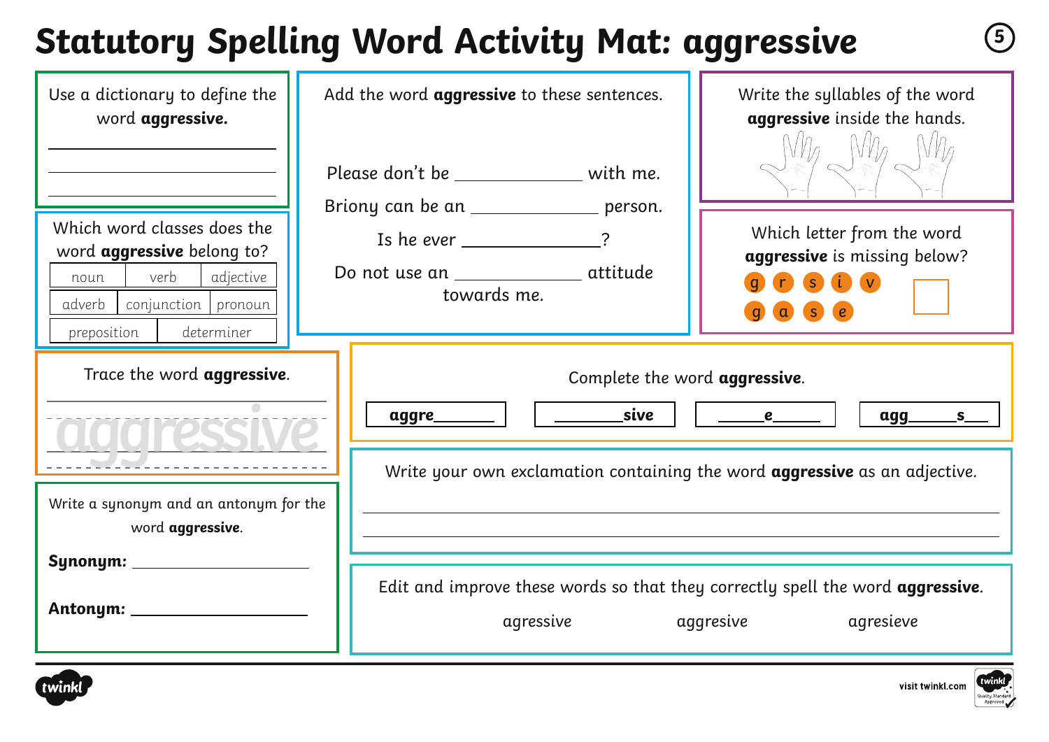# Statutory Spelling Word Activity Mat: aggressive

Use a dictionary to define the word **aggressive.**

\_\_\_\_\_\_\_\_\_\_\_\_\_\_\_\_\_\_\_\_\_\_\_\_\_\_

\_\_\_\_\_\_\_\_\_\_\_\_\_\_\_\_\_\_\_\_\_\_\_\_\_\_

\_\_\_\_\_\_\_\_\_\_\_\_\_\_\_\_\_\_\_\_\_\_\_\_\_\_

Which word classes does the word **aggressive** belong to?

| | | |
|---|---|---|
| noun | verb | adjective |
| adverb | conjunction | pronoun |
| preposition | determiner | |

Add the word **aggressive** to these sentences.

Please don't be \_\_\_\_\_\_\_\_\_\_\_\_\_\_ with me.

Briony can be an \_\_\_\_\_\_\_\_\_\_\_\_\_\_ person.

Is he ever \_\_\_\_\_\_\_\_\_\_\_\_\_\_?

Do not use an \_\_\_\_\_\_\_\_\_\_\_\_\_\_ attitude towards me.

Write the syllables of the word **aggressive** inside the hands.

Which letter from the word **aggressive** is missing below?

g r s i v g a s e ☐

Trace the word **aggressive**.

aggressive

Complete the word **aggressive**.

**aggre\_\_\_\_\_\_** | **\_\_\_\_\_\_sive** | **\_\_\_\_e\_\_\_\_** | **agg\_\_\_\_s\_\_**

Write a synonym and an antonym for the word **aggressive**.

**Synonym:** \_\_\_\_\_\_\_\_\_\_\_\_\_\_\_\_\_\_\_\_

**Antonym:** \_\_\_\_\_\_\_\_\_\_\_\_\_\_\_\_\_\_\_\_

Write your own exclamation containing the word **aggressive** as an adjective.

\_\_\_\_\_\_\_\_\_\_\_\_\_\_\_\_\_\_\_\_\_\_\_\_\_\_\_\_\_\_\_\_\_\_\_\_\_\_\_\_\_\_\_\_\_\_\_\_\_\_

\_\_\_\_\_\_\_\_\_\_\_\_\_\_\_\_\_\_\_\_\_\_\_\_\_\_\_\_\_\_\_\_\_\_\_\_\_\_\_\_\_\_\_\_\_\_\_\_\_\_

Edit and improve these words so that they correctly spell the word **aggressive**.

agressive aggresive agresieve